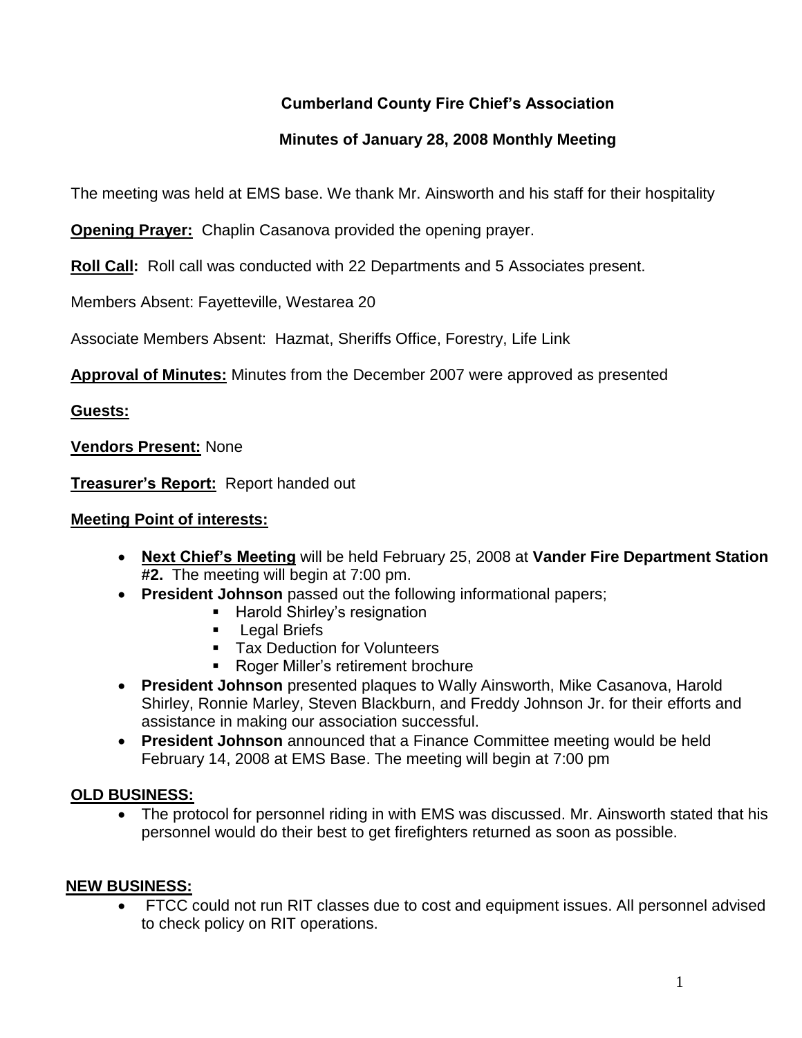# Cumberland County Fire Chief's Association

## Minutes of January 28, 2008 Monthly Meeting

The meeting was held at EMS base. We thank Mr. Ainsworth and his staff for their hospitality

**Opening Prayer:** Chaplin Casanova provided the opening prayer.

**Roll Call:** Roll call was conducted with 22 Departments and 5 Associates present.

Members Absent: Fayetteville, Westarea 20

Associate Members Absent: Hazmat, Sheriffs Office, Forestry, Life Link

**Approval of Minutes:** Minutes from the December 2007 were approved as presented

**Guests:**

**Vendors Present:** None

**Treasurer's Report:** Report handed out

**Meeting Point of interests:**

- **Next Chief's Meeting** will be held February 25, 2008 at **Vander Fire Department Station #2.** The meeting will begin at 7:00 pm.
- **President Johnson** passed out the following informational papers;
  - Harold Shirley's resignation
  - Legal Briefs
  - Tax Deduction for Volunteers
  - Roger Miller's retirement brochure
- **President Johnson** presented plaques to Wally Ainsworth, Mike Casanova, Harold Shirley, Ronnie Marley, Steven Blackburn, and Freddy Johnson Jr. for their efforts and assistance in making our association successful.
- **President Johnson** announced that a Finance Committee meeting would be held February 14, 2008 at EMS Base. The meeting will begin at 7:00 pm

**OLD BUSINESS:**

- The protocol for personnel riding in with EMS was discussed. Mr. Ainsworth stated that his personnel would do their best to get firefighters returned as soon as possible.

**NEW BUSINESS:**

- FTCC could not run RIT classes due to cost and equipment issues. All personnel advised to check policy on RIT operations.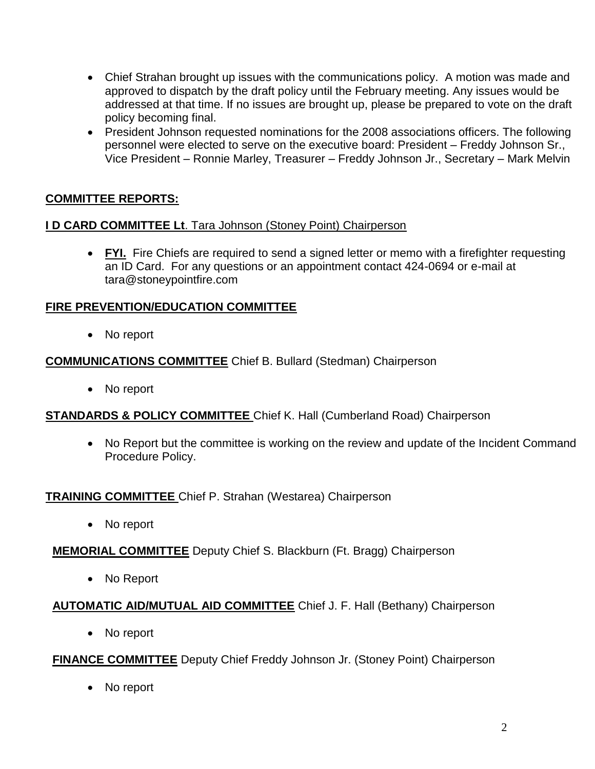- Chief Strahan brought up issues with the communications policy. A motion was made and approved to dispatch by the draft policy until the February meeting. Any issues would be addressed at that time. If no issues are brought up, please be prepared to vote on the draft policy becoming final.
- President Johnson requested nominations for the 2008 associations officers. The following personnel were elected to serve on the executive board: President – Freddy Johnson Sr., Vice President – Ronnie Marley, Treasurer – Freddy Johnson Jr., Secretary – Mark Melvin

## COMMITTEE REPORTS:

**I D CARD COMMITTEE Lt**. Tara Johnson (Stoney Point) Chairperson

- **FYI.** Fire Chiefs are required to send a signed letter or memo with a firefighter requesting an ID Card. For any questions or an appointment contact 424-0694 or e-mail at tara@stoneypointfire.com

**FIRE PREVENTION/EDUCATION COMMITTEE**

- No report

**COMMUNICATIONS COMMITTEE** Chief B. Bullard (Stedman) Chairperson

- No report

**STANDARDS & POLICY COMMITTEE** Chief K. Hall (Cumberland Road) Chairperson

- No Report but the committee is working on the review and update of the Incident Command Procedure Policy.

**TRAINING COMMITTEE** Chief P. Strahan (Westarea) Chairperson

- No report

**MEMORIAL COMMITTEE** Deputy Chief S. Blackburn (Ft. Bragg) Chairperson

- No Report

**AUTOMATIC AID/MUTUAL AID COMMITTEE** Chief J. F. Hall (Bethany) Chairperson

- No report

**FINANCE COMMITTEE** Deputy Chief Freddy Johnson Jr. (Stoney Point) Chairperson

- No report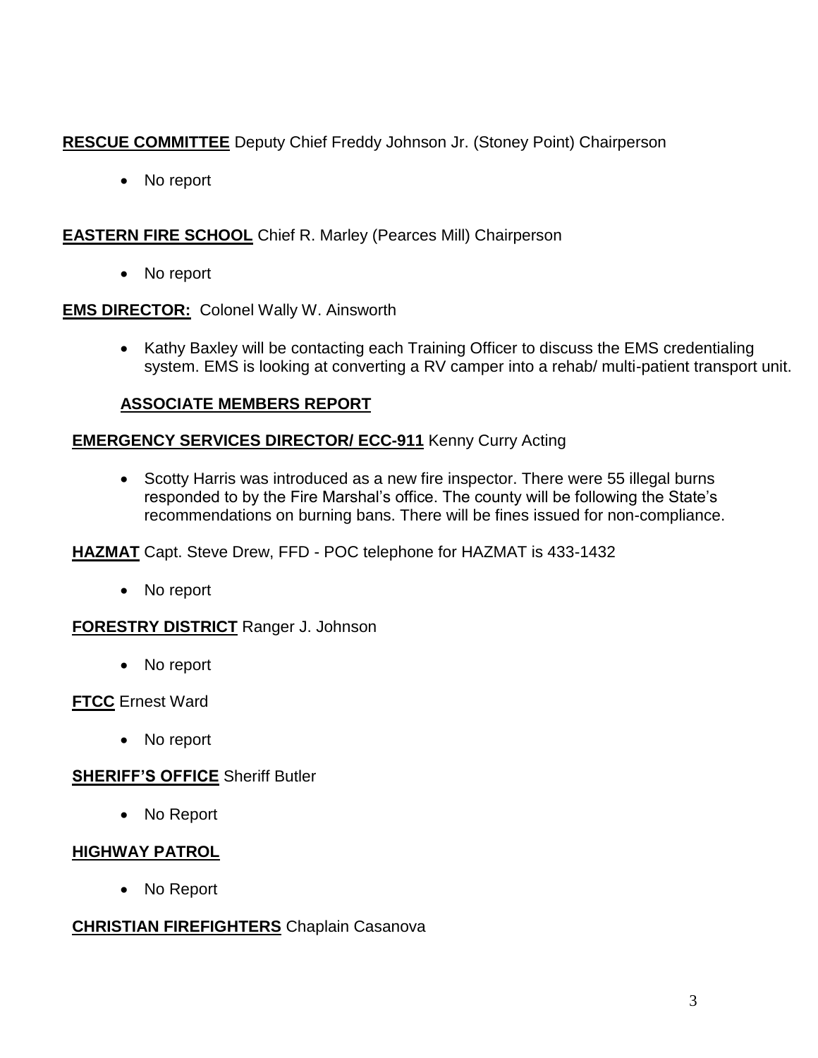**RESCUE COMMITTEE** Deputy Chief Freddy Johnson Jr. (Stoney Point) Chairperson

- No report

**EASTERN FIRE SCHOOL** Chief R. Marley (Pearces Mill) Chairperson

- No report

**EMS DIRECTOR:** Colonel Wally W. Ainsworth

- Kathy Baxley will be contacting each Training Officer to discuss the EMS credentialing system. EMS is looking at converting a RV camper into a rehab/ multi-patient transport unit.

## ASSOCIATE MEMBERS REPORT

**EMERGENCY SERVICES DIRECTOR/ ECC-911** Kenny Curry Acting

- Scotty Harris was introduced as a new fire inspector. There were 55 illegal burns responded to by the Fire Marshal's office. The county will be following the State's recommendations on burning bans. There will be fines issued for non-compliance.

**HAZMAT** Capt. Steve Drew, FFD - POC telephone for HAZMAT is 433-1432

- No report

**FORESTRY DISTRICT** Ranger J. Johnson

- No report

**FTCC** Ernest Ward

- No report

**SHERIFF'S OFFICE** Sheriff Butler

- No Report

**HIGHWAY PATROL**

- No Report

**CHRISTIAN FIREFIGHTERS** Chaplain Casanova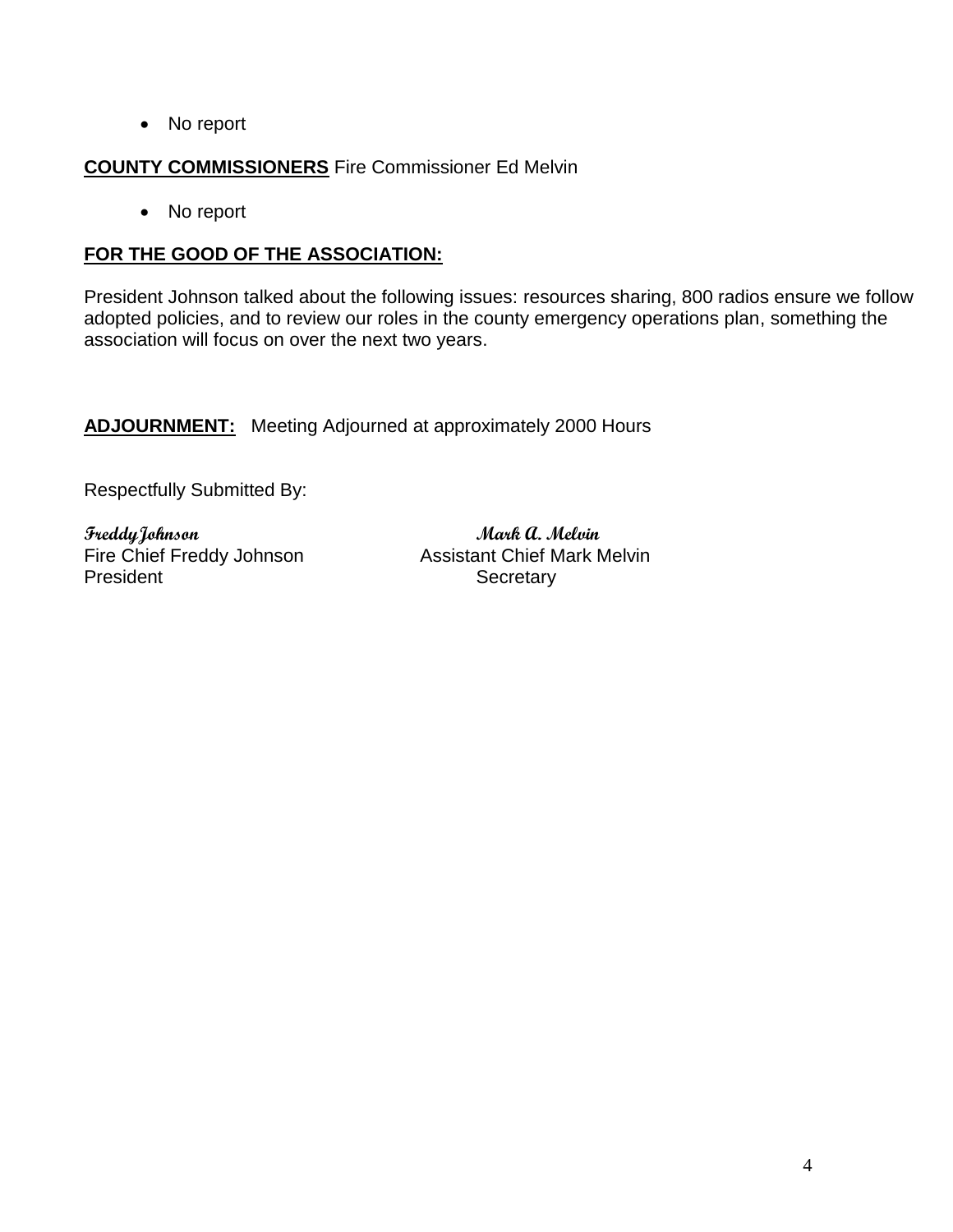- No report

**COUNTY COMMISSIONERS** Fire Commissioner Ed Melvin

- No report

**FOR THE GOOD OF THE ASSOCIATION:**

President Johnson talked about the following issues: resources sharing, 800 radios ensure we follow adopted policies, and to review our roles in the county emergency operations plan, something the association will focus on over the next two years.

**ADJOURNMENT:** Meeting Adjourned at approximately 2000 Hours

Respectfully Submitted By:

*Freddy Johnson*
Fire Chief Freddy Johnson
President

*Mark A. Melvin*
Assistant Chief Mark Melvin
Secretary